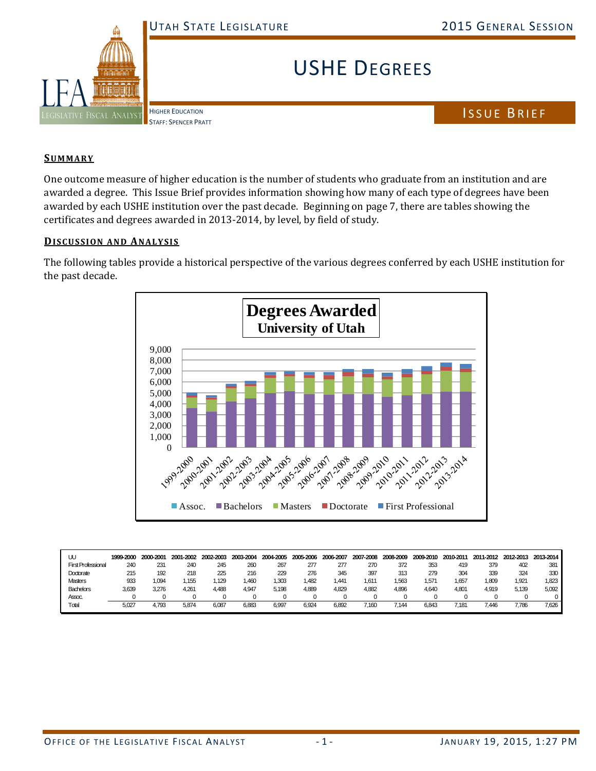# USHE Degrees

UTAH STATE LEGISLATURE — 2015 GENERAL SESSION

HIGHER EDUCATION
STAFF: SPENCER PRATT

ISSUE BRIEF

## SUMMARY

One outcome measure of higher education is the number of students who graduate from an institution and are awarded a degree. This Issue Brief provides information showing how many of each type of degrees have been awarded by each USHE institution over the past decade. Beginning on page 7, there are tables showing the certificates and degrees awarded in 2013-2014, by level, by field of study.

## DISCUSSION AND ANALYSIS

The following tables provide a historical perspective of the various degrees conferred by each USHE institution for the past decade.

**Degrees Awarded**
**University of Utah**

| UU | 1999-2000 | 2000-2001 | 2001-2002 | 2002-2003 | 2003-2004 | 2004-2005 | 2005-2006 | 2006-2007 | 2007-2008 | 2008-2009 | 2009-2010 | 2010-2011 | 2011-2012 | 2012-2013 | 2013-2014 |
|---|---|---|---|---|---|---|---|---|---|---|---|---|---|---|---|
| First Professional | 240 | 231 | 240 | 245 | 260 | 267 | 277 | 277 | 270 | 372 | 353 | 419 | 379 | 402 | 381 |
| Doctorate | 215 | 192 | 218 | 225 | 216 | 229 | 276 | 345 | 397 | 313 | 279 | 304 | 339 | 324 | 330 |
| Masters | 933 | 1,094 | 1,155 | 1,129 | 1,460 | 1,303 | 1,482 | 1,441 | 1,611 | 1,563 | 1,571 | 1,657 | 1,809 | 1,921 | 1,823 |
| Bachelors | 3,639 | 3,276 | 4,261 | 4,488 | 4,947 | 5,198 | 4,889 | 4,829 | 4,882 | 4,896 | 4,640 | 4,801 | 4,919 | 5,139 | 5,092 |
| Assoc. | 0 | 0 | 0 | 0 | 0 | 0 | 0 | 0 | 0 | 0 | 0 | 0 | 0 | 0 | 0 |
| Total | 5,027 | 4,793 | 5,874 | 6,087 | 6,883 | 6,997 | 6,924 | 6,892 | 7,160 | 7,144 | 6,843 | 7,181 | 7,446 | 7,786 | 7,626 |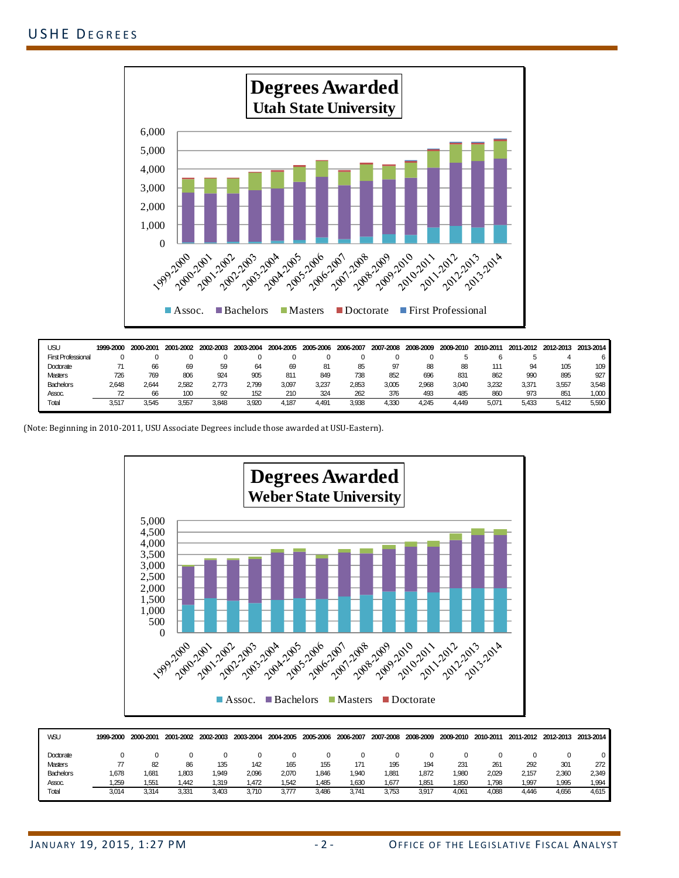## USHE Degrees

**Degrees Awarded**
**Utah State University**

| USU | 1999-2000 | 2000-2001 | 2001-2002 | 2002-2003 | 2003-2004 | 2004-2005 | 2005-2006 | 2006-2007 | 2007-2008 | 2008-2009 | 2009-2010 | 2010-2011 | 2011-2012 | 2012-2013 | 2013-2014 |
|---|---|---|---|---|---|---|---|---|---|---|---|---|---|---|---|
| First Professional | 0 | 0 | 0 | 0 | 0 | 0 | 0 | 0 | 0 | 0 | 5 | 6 | 5 | 4 | 6 |
| Doctorate | 71 | 66 | 69 | 59 | 64 | 69 | 81 | 85 | 97 | 88 | 88 | 111 | 94 | 105 | 109 |
| Masters | 726 | 769 | 806 | 924 | 905 | 811 | 849 | 738 | 852 | 696 | 831 | 862 | 990 | 895 | 927 |
| Bachelors | 2,648 | 2,644 | 2,582 | 2,773 | 2,799 | 3,097 | 3,237 | 2,853 | 3,005 | 2,968 | 3,040 | 3,232 | 3,371 | 3,557 | 3,548 |
| Assoc. | 72 | 66 | 100 | 92 | 152 | 210 | 324 | 262 | 376 | 493 | 485 | 860 | 973 | 851 | 1,000 |
| Total | 3,517 | 3,545 | 3,557 | 3,848 | 3,920 | 4,187 | 4,491 | 3,938 | 4,330 | 4,245 | 4,449 | 5,071 | 5,433 | 5,412 | 5,590 |

(Note: Beginning in 2010-2011, USU Associate Degrees include those awarded at USU-Eastern).

**Degrees Awarded**
**Weber State University**

| WSU | 1999-2000 | 2000-2001 | 2001-2002 | 2002-2003 | 2003-2004 | 2004-2005 | 2005-2006 | 2006-2007 | 2007-2008 | 2008-2009 | 2009-2010 | 2010-2011 | 2011-2012 | 2012-2013 | 2013-2014 |
|---|---|---|---|---|---|---|---|---|---|---|---|---|---|---|---|
| Doctorate | 0 | 0 | 0 | 0 | 0 | 0 | 0 | 0 | 0 | 0 | 0 | 0 | 0 | 0 | 0 |
| Masters | 77 | 82 | 86 | 135 | 142 | 165 | 155 | 171 | 195 | 194 | 231 | 261 | 292 | 301 | 272 |
| Bachelors | 1,678 | 1,681 | 1,803 | 1,949 | 2,096 | 2,070 | 1,846 | 1,940 | 1,881 | 1,872 | 1,980 | 2,029 | 2,157 | 2,360 | 2,349 |
| Assoc. | 1,259 | 1,551 | 1,442 | 1,319 | 1,472 | 1,542 | 1,485 | 1,630 | 1,677 | 1,851 | 1,850 | 1,798 | 1,997 | 1,995 | 1,994 |
| Total | 3,014 | 3,314 | 3,331 | 3,403 | 3,710 | 3,777 | 3,486 | 3,741 | 3,753 | 3,917 | 4,061 | 4,088 | 4,446 | 4,656 | 4,615 |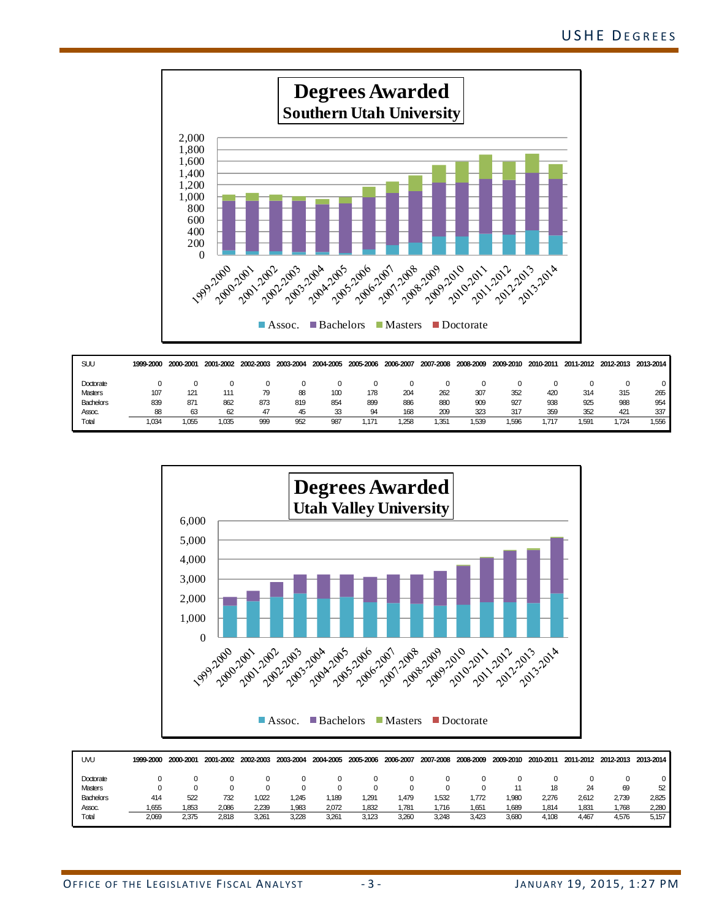## Degrees Awarded
### Southern Utah University

| SUU | 1999-2000 | 2000-2001 | 2001-2002 | 2002-2003 | 2003-2004 | 2004-2005 | 2005-2006 | 2006-2007 | 2007-2008 | 2008-2009 | 2009-2010 | 2010-2011 | 2011-2012 | 2012-2013 | 2013-2014 |
|---|---|---|---|---|---|---|---|---|---|---|---|---|---|---|---|
| Doctorate | 0 | 0 | 0 | 0 | 0 | 0 | 0 | 0 | 0 | 0 | 0 | 0 | 0 | 0 | 0 |
| Masters | 107 | 121 | 111 | 79 | 88 | 100 | 178 | 204 | 262 | 307 | 352 | 420 | 314 | 315 | 265 |
| Bachelors | 839 | 871 | 862 | 873 | 819 | 854 | 899 | 886 | 880 | 909 | 927 | 938 | 925 | 988 | 954 |
| Assoc. | 88 | 63 | 62 | 47 | 45 | 33 | 94 | 168 | 209 | 323 | 317 | 359 | 352 | 421 | 337 |
| Total | 1,034 | 1,055 | 1,035 | 999 | 952 | 987 | 1,171 | 1,258 | 1,351 | 1,539 | 1,596 | 1,717 | 1,591 | 1,724 | 1,556 |

## Degrees Awarded
### Utah Valley University

| UVU | 1999-2000 | 2000-2001 | 2001-2002 | 2002-2003 | 2003-2004 | 2004-2005 | 2005-2006 | 2006-2007 | 2007-2008 | 2008-2009 | 2009-2010 | 2010-2011 | 2011-2012 | 2012-2013 | 2013-2014 |
|---|---|---|---|---|---|---|---|---|---|---|---|---|---|---|---|
| Doctorate | 0 | 0 | 0 | 0 | 0 | 0 | 0 | 0 | 0 | 0 | 0 | 0 | 0 | 0 | 0 |
| Masters | 0 | 0 | 0 | 0 | 0 | 0 | 0 | 0 | 0 | 0 | 11 | 18 | 24 | 69 | 52 |
| Bachelors | 414 | 522 | 732 | 1,022 | 1,245 | 1,189 | 1,291 | 1,479 | 1,532 | 1,772 | 1,980 | 2,276 | 2,612 | 2,739 | 2,825 |
| Assoc. | 1,655 | 1,853 | 2,086 | 2,239 | 1,983 | 2,072 | 1,832 | 1,781 | 1,716 | 1,651 | 1,689 | 1,814 | 1,831 | 1,768 | 2,280 |
| Total | 2,069 | 2,375 | 2,818 | 3,261 | 3,228 | 3,261 | 3,123 | 3,260 | 3,248 | 3,423 | 3,680 | 4,108 | 4,467 | 4,576 | 5,157 |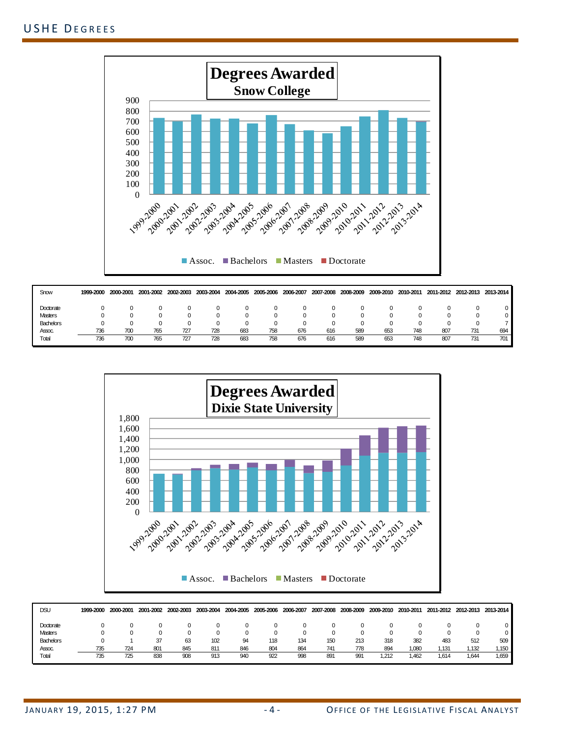## USHE Degrees

**Degrees Awarded**
**Snow College**

| Snow | 1999-2000 | 2000-2001 | 2001-2002 | 2002-2003 | 2003-2004 | 2004-2005 | 2005-2006 | 2006-2007 | 2007-2008 | 2008-2009 | 2009-2010 | 2010-2011 | 2011-2012 | 2012-2013 | 2013-2014 |
|---|---|---|---|---|---|---|---|---|---|---|---|---|---|---|---|
| Doctorate | 0 | 0 | 0 | 0 | 0 | 0 | 0 | 0 | 0 | 0 | 0 | 0 | 0 | 0 | 0 |
| Masters | 0 | 0 | 0 | 0 | 0 | 0 | 0 | 0 | 0 | 0 | 0 | 0 | 0 | 0 | 0 |
| Bachelors | 0 | 0 | 0 | 0 | 0 | 0 | 0 | 0 | 0 | 0 | 0 | 0 | 0 | 0 | 7 |
| Assoc. | 736 | 700 | 765 | 727 | 728 | 683 | 758 | 676 | 616 | 589 | 653 | 748 | 807 | 731 | 694 |
| Total | 736 | 700 | 765 | 727 | 728 | 683 | 758 | 676 | 616 | 589 | 653 | 748 | 807 | 731 | 701 |

**Degrees Awarded**
**Dixie State University**

| DSU | 1999-2000 | 2000-2001 | 2001-2002 | 2002-2003 | 2003-2004 | 2004-2005 | 2005-2006 | 2006-2007 | 2007-2008 | 2008-2009 | 2009-2010 | 2010-2011 | 2011-2012 | 2012-2013 | 2013-2014 |
|---|---|---|---|---|---|---|---|---|---|---|---|---|---|---|---|
| Doctorate | 0 | 0 | 0 | 0 | 0 | 0 | 0 | 0 | 0 | 0 | 0 | 0 | 0 | 0 | 0 |
| Masters | 0 | 0 | 0 | 0 | 0 | 0 | 0 | 0 | 0 | 0 | 0 | 0 | 0 | 0 | 0 |
| Bachelors | 0 | 1 | 37 | 63 | 102 | 94 | 118 | 134 | 150 | 213 | 318 | 382 | 483 | 512 | 509 |
| Assoc. | 735 | 724 | 801 | 845 | 811 | 846 | 804 | 864 | 741 | 778 | 894 | 1,080 | 1,131 | 1,132 | 1,150 |
| Total | 735 | 725 | 838 | 908 | 913 | 940 | 922 | 998 | 891 | 991 | 1,212 | 1,462 | 1,614 | 1,644 | 1,659 |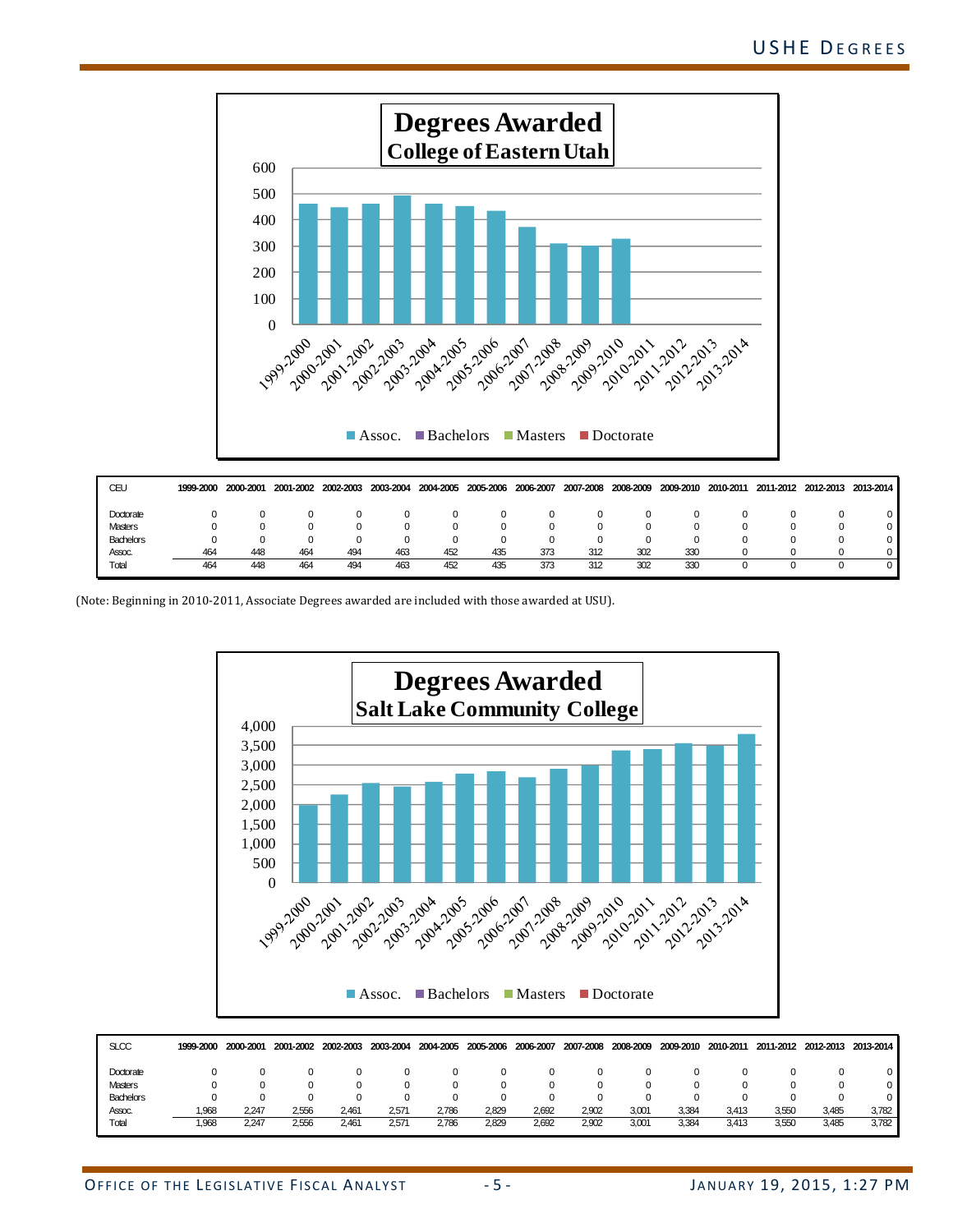**Degrees Awarded**
**College of Eastern Utah**

| CEU | 1999-2000 | 2000-2001 | 2001-2002 | 2002-2003 | 2003-2004 | 2004-2005 | 2005-2006 | 2006-2007 | 2007-2008 | 2008-2009 | 2009-2010 | 2010-2011 | 2011-2012 | 2012-2013 | 2013-2014 |
|---|---|---|---|---|---|---|---|---|---|---|---|---|---|---|---|
| Doctorate | 0 | 0 | 0 | 0 | 0 | 0 | 0 | 0 | 0 | 0 | 0 | 0 | 0 | 0 | 0 |
| Masters | 0 | 0 | 0 | 0 | 0 | 0 | 0 | 0 | 0 | 0 | 0 | 0 | 0 | 0 | 0 |
| Bachelors | 0 | 0 | 0 | 0 | 0 | 0 | 0 | 0 | 0 | 0 | 0 | 0 | 0 | 0 | 0 |
| Assoc. | 464 | 448 | 464 | 494 | 463 | 452 | 435 | 373 | 312 | 302 | 330 | 0 | 0 | 0 | 0 |
| Total | 464 | 448 | 464 | 494 | 463 | 452 | 435 | 373 | 312 | 302 | 330 | 0 | 0 | 0 | 0 |

(Note: Beginning in 2010-2011, Associate Degrees awarded are included with those awarded at USU).

**Degrees Awarded**
**Salt Lake Community College**

| SLCC | 1999-2000 | 2000-2001 | 2001-2002 | 2002-2003 | 2003-2004 | 2004-2005 | 2005-2006 | 2006-2007 | 2007-2008 | 2008-2009 | 2009-2010 | 2010-2011 | 2011-2012 | 2012-2013 | 2013-2014 |
|---|---|---|---|---|---|---|---|---|---|---|---|---|---|---|---|
| Doctorate | 0 | 0 | 0 | 0 | 0 | 0 | 0 | 0 | 0 | 0 | 0 | 0 | 0 | 0 | 0 |
| Masters | 0 | 0 | 0 | 0 | 0 | 0 | 0 | 0 | 0 | 0 | 0 | 0 | 0 | 0 | 0 |
| Bachelors | 0 | 0 | 0 | 0 | 0 | 0 | 0 | 0 | 0 | 0 | 0 | 0 | 0 | 0 | 0 |
| Assoc. | 1,968 | 2,247 | 2,556 | 2,461 | 2,571 | 2,786 | 2,829 | 2,692 | 2,902 | 3,001 | 3,384 | 3,413 | 3,550 | 3,485 | 3,782 |
| Total | 1,968 | 2,247 | 2,556 | 2,461 | 2,571 | 2,786 | 2,829 | 2,692 | 2,902 | 3,001 | 3,384 | 3,413 | 3,550 | 3,485 | 3,782 |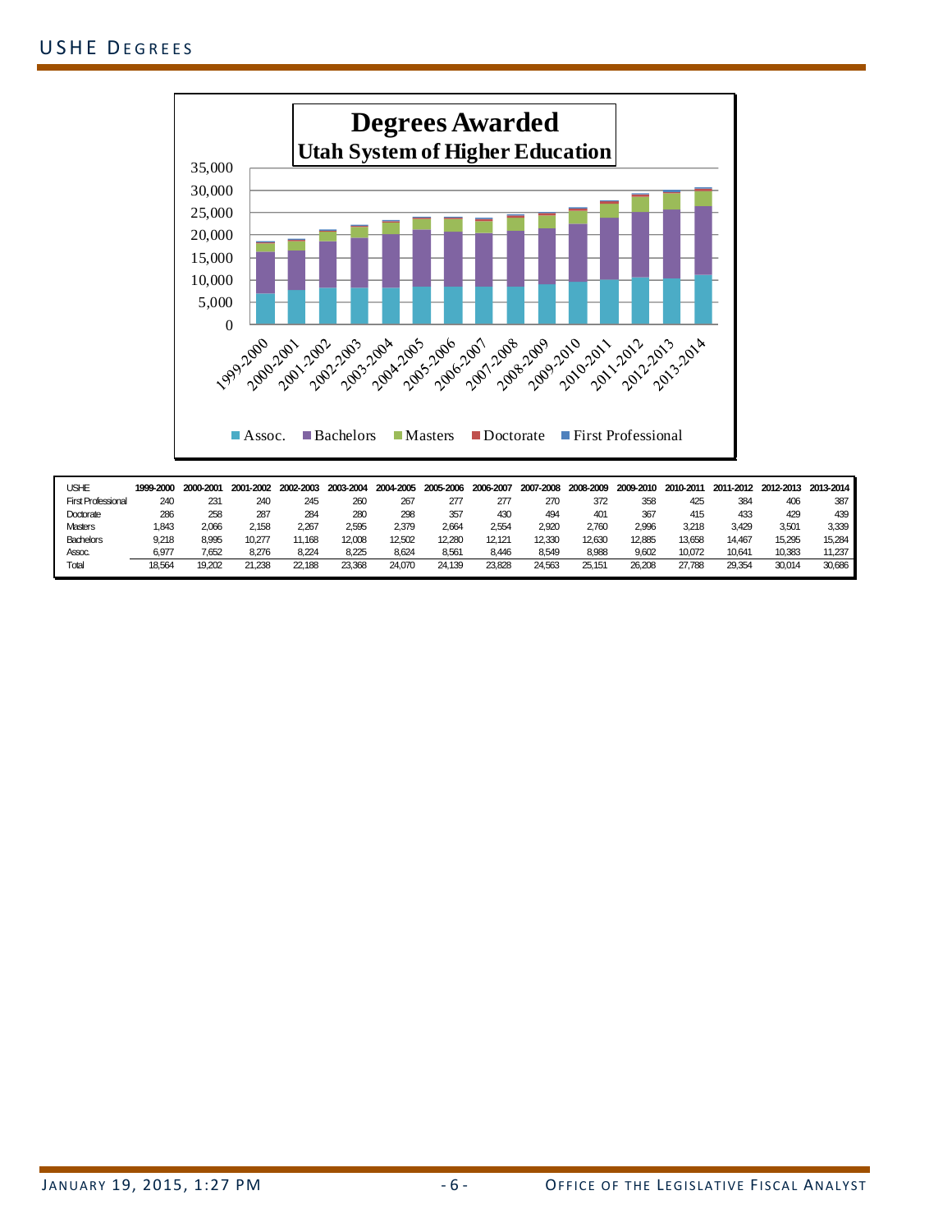## USHE Degrees

**Degrees Awarded**
**Utah System of Higher Education**

| USHE | 1999-2000 | 2000-2001 | 2001-2002 | 2002-2003 | 2003-2004 | 2004-2005 | 2005-2006 | 2006-2007 | 2007-2008 | 2008-2009 | 2009-2010 | 2010-2011 | 2011-2012 | 2012-2013 | 2013-2014 |
|---|---|---|---|---|---|---|---|---|---|---|---|---|---|---|---|
| First Professional | 240 | 231 | 240 | 245 | 260 | 267 | 277 | 277 | 270 | 372 | 358 | 425 | 384 | 406 | 387 |
| Doctorate | 286 | 258 | 287 | 284 | 280 | 298 | 357 | 430 | 494 | 401 | 367 | 415 | 433 | 429 | 439 |
| Masters | 1,843 | 2,066 | 2,158 | 2,267 | 2,595 | 2,379 | 2,664 | 2,554 | 2,920 | 2,760 | 2,996 | 3,218 | 3,429 | 3,501 | 3,339 |
| Bachelors | 9,218 | 8,995 | 10,277 | 11,168 | 12,008 | 12,502 | 12,280 | 12,121 | 12,330 | 12,630 | 12,885 | 13,658 | 14,467 | 15,295 | 15,284 |
| Assoc. | 6,977 | 7,652 | 8,276 | 8,224 | 8,225 | 8,624 | 8,561 | 8,446 | 8,549 | 8,988 | 9,602 | 10,072 | 10,641 | 10,383 | 11,237 |
| Total | 18,564 | 19,202 | 21,238 | 22,188 | 23,368 | 24,070 | 24,139 | 23,828 | 24,563 | 25,151 | 26,208 | 27,788 | 29,354 | 30,014 | 30,686 |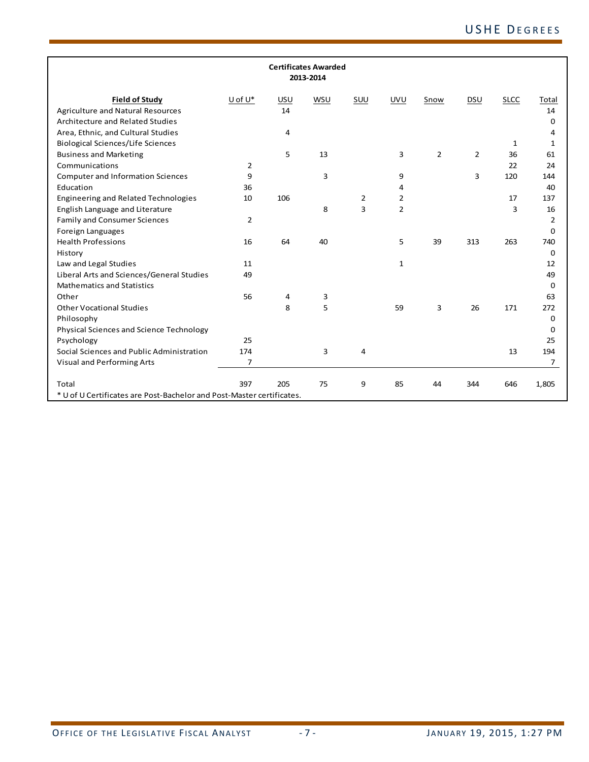## Certificates Awarded
### 2013-2014

| Field of Study | U of U* | USU | WSU | SUU | UVU | Snow | DSU | SLCC | Total |
|---|---|---|---|---|---|---|---|---|---|
| Agriculture and Natural Resources | | 14 | | | | | | | 14 |
| Architecture and Related Studies | | | | | | | | | 0 |
| Area, Ethnic, and Cultural Studies | | 4 | | | | | | | 4 |
| Biological Sciences/Life Sciences | | | | | | | | 1 | 1 |
| Business and Marketing | | 5 | 13 | | 3 | 2 | 2 | 36 | 61 |
| Communications | 2 | | | | | | | 22 | 24 |
| Computer and Information Sciences | 9 | | 3 | | 9 | | 3 | 120 | 144 |
| Education | 36 | | | | 4 | | | | 40 |
| Engineering and Related Technologies | 10 | 106 | | 2 | 2 | | | 17 | 137 |
| English Language and Literature | | | 8 | 3 | 2 | | | 3 | 16 |
| Family and Consumer Sciences | 2 | | | | | | | | 2 |
| Foreign Languages | | | | | | | | | 0 |
| Health Professions | 16 | 64 | 40 | | 5 | 39 | 313 | 263 | 740 |
| History | | | | | | | | | 0 |
| Law and Legal Studies | 11 | | | | 1 | | | | 12 |
| Liberal Arts and Sciences/General Studies | 49 | | | | | | | | 49 |
| Mathematics and Statistics | | | | | | | | | 0 |
| Other | 56 | 4 | 3 | | | | | | 63 |
| Other Vocational Studies | | 8 | 5 | | 59 | 3 | 26 | 171 | 272 |
| Philosophy | | | | | | | | | 0 |
| Physical Sciences and Science Technology | | | | | | | | | 0 |
| Psychology | 25 | | | | | | | | 25 |
| Social Sciences and Public Administration | 174 | | 3 | 4 | | | | 13 | 194 |
| Visual and Performing Arts | 7 | | | | | | | | 7 |
| Total | 397 | 205 | 75 | 9 | 85 | 44 | 344 | 646 | 1,805 |

* U of U Certificates are Post-Bachelor and Post-Master certificates.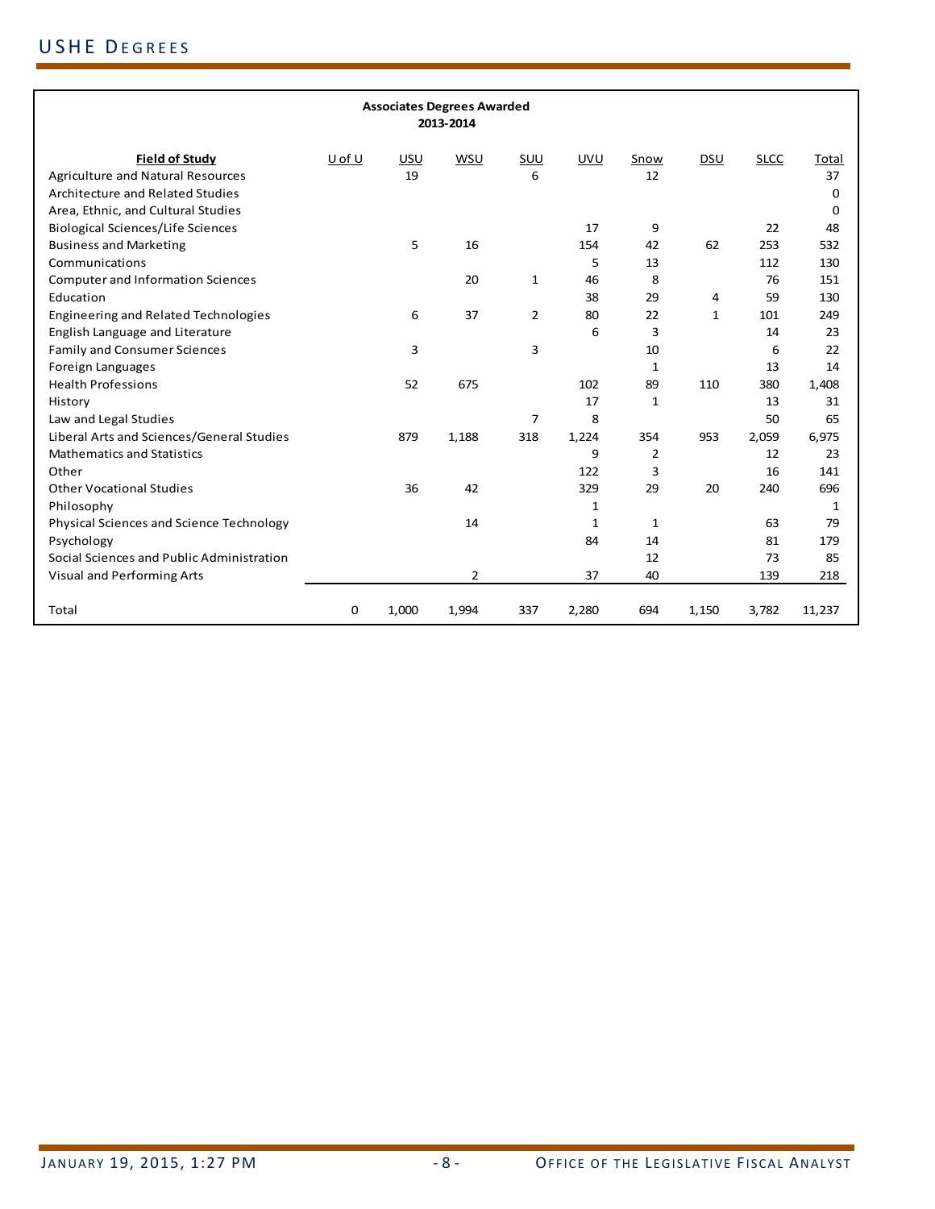**Associates Degrees Awarded**
**2013-2014**

| Field of Study | U of U | USU | WSU | SUU | UVU | Snow | DSU | SLCC | Total |
|---|---|---|---|---|---|---|---|---|---|
| Agriculture and Natural Resources | | 19 | | 6 | | 12 | | | 37 |
| Architecture and Related Studies | | | | | | | | | 0 |
| Area, Ethnic, and Cultural Studies | | | | | | | | | 0 |
| Biological Sciences/Life Sciences | | | | | 17 | 9 | | 22 | 48 |
| Business and Marketing | | 5 | 16 | | 154 | 42 | 62 | 253 | 532 |
| Communications | | | | | 5 | 13 | | 112 | 130 |
| Computer and Information Sciences | | | 20 | 1 | 46 | 8 | | 76 | 151 |
| Education | | | | | 38 | 29 | 4 | 59 | 130 |
| Engineering and Related Technologies | | 6 | 37 | 2 | 80 | 22 | 1 | 101 | 249 |
| English Language and Literature | | | | | 6 | 3 | | 14 | 23 |
| Family and Consumer Sciences | | 3 | | 3 | | 10 | | 6 | 22 |
| Foreign Languages | | | | | | 1 | | 13 | 14 |
| Health Professions | | 52 | 675 | | 102 | 89 | 110 | 380 | 1,408 |
| History | | | | | 17 | 1 | | 13 | 31 |
| Law and Legal Studies | | | | 7 | 8 | | | 50 | 65 |
| Liberal Arts and Sciences/General Studies | | 879 | 1,188 | 318 | 1,224 | 354 | 953 | 2,059 | 6,975 |
| Mathematics and Statistics | | | | | 9 | 2 | | 12 | 23 |
| Other | | | | | 122 | 3 | | 16 | 141 |
| Other Vocational Studies | | 36 | 42 | | 329 | 29 | 20 | 240 | 696 |
| Philosophy | | | | | 1 | | | | 1 |
| Physical Sciences and Science Technology | | | 14 | | 1 | 1 | | 63 | 79 |
| Psychology | | | | | 84 | 14 | | 81 | 179 |
| Social Sciences and Public Administration | | | | | | 12 | | 73 | 85 |
| Visual and Performing Arts | | | 2 | | 37 | 40 | | 139 | 218 |
| Total | 0 | 1,000 | 1,994 | 337 | 2,280 | 694 | 1,150 | 3,782 | 11,237 |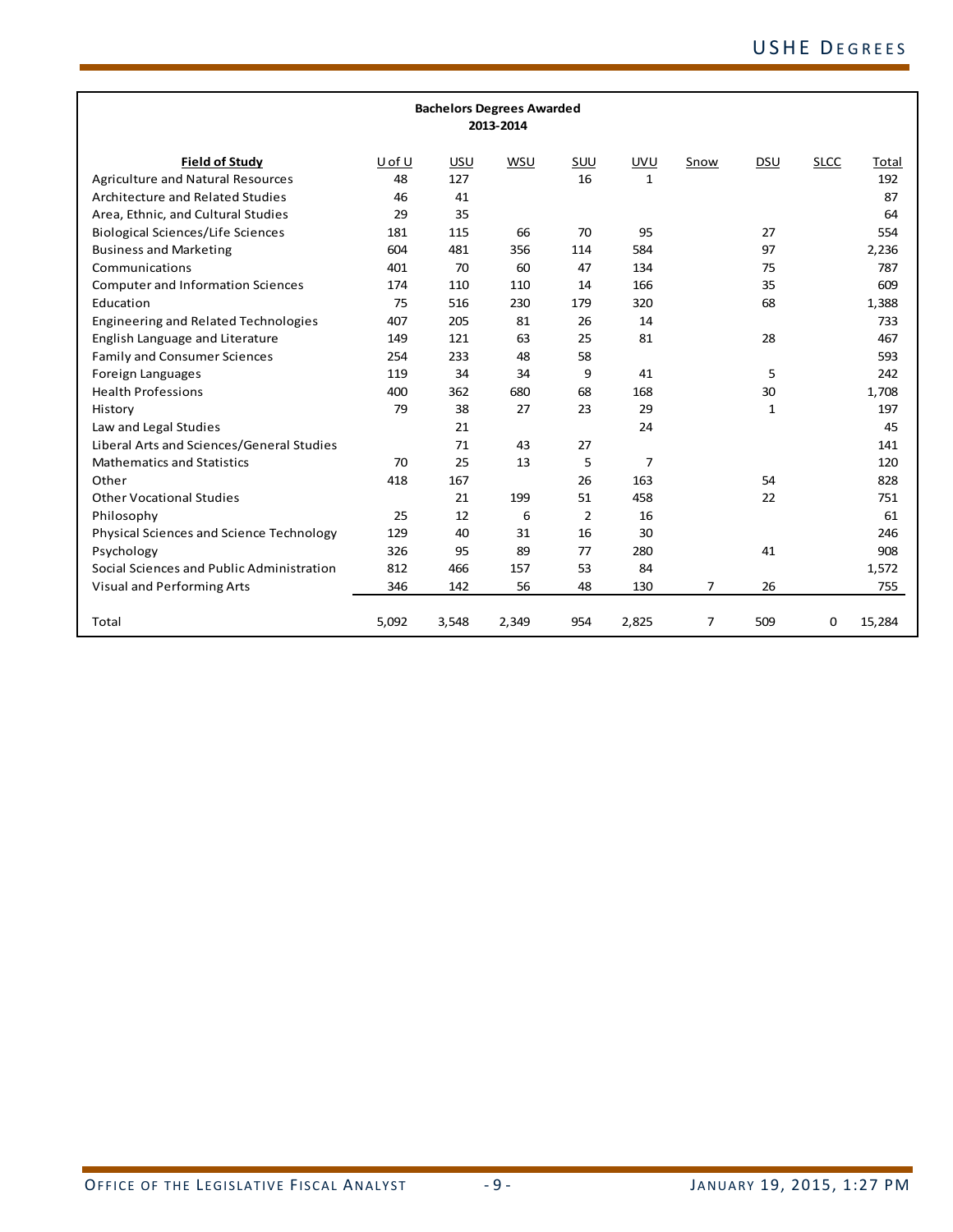**Bachelors Degrees Awarded**
**2013-2014**

| Field of Study | U of U | USU | WSU | SUU | UVU | Snow | DSU | SLCC | Total |
|---|---|---|---|---|---|---|---|---|---|
| Agriculture and Natural Resources | 48 | 127 | | 16 | 1 | | | | 192 |
| Architecture and Related Studies | 46 | 41 | | | | | | | 87 |
| Area, Ethnic, and Cultural Studies | 29 | 35 | | | | | | | 64 |
| Biological Sciences/Life Sciences | 181 | 115 | 66 | 70 | 95 | | 27 | | 554 |
| Business and Marketing | 604 | 481 | 356 | 114 | 584 | | 97 | | 2,236 |
| Communications | 401 | 70 | 60 | 47 | 134 | | 75 | | 787 |
| Computer and Information Sciences | 174 | 110 | 110 | 14 | 166 | | 35 | | 609 |
| Education | 75 | 516 | 230 | 179 | 320 | | 68 | | 1,388 |
| Engineering and Related Technologies | 407 | 205 | 81 | 26 | 14 | | | | 733 |
| English Language and Literature | 149 | 121 | 63 | 25 | 81 | | 28 | | 467 |
| Family and Consumer Sciences | 254 | 233 | 48 | 58 | | | | | 593 |
| Foreign Languages | 119 | 34 | 34 | 9 | 41 | | 5 | | 242 |
| Health Professions | 400 | 362 | 680 | 68 | 168 | | 30 | | 1,708 |
| History | 79 | 38 | 27 | 23 | 29 | | 1 | | 197 |
| Law and Legal Studies | | 21 | | | 24 | | | | 45 |
| Liberal Arts and Sciences/General Studies | | 71 | 43 | 27 | | | | | 141 |
| Mathematics and Statistics | 70 | 25 | 13 | 5 | 7 | | | | 120 |
| Other | 418 | 167 | | 26 | 163 | | 54 | | 828 |
| Other Vocational Studies | | 21 | 199 | 51 | 458 | | 22 | | 751 |
| Philosophy | 25 | 12 | 6 | 2 | 16 | | | | 61 |
| Physical Sciences and Science Technology | 129 | 40 | 31 | 16 | 30 | | | | 246 |
| Psychology | 326 | 95 | 89 | 77 | 280 | | 41 | | 908 |
| Social Sciences and Public Administration | 812 | 466 | 157 | 53 | 84 | | | | 1,572 |
| Visual and Performing Arts | 346 | 142 | 56 | 48 | 130 | 7 | 26 | | 755 |
| Total | 5,092 | 3,548 | 2,349 | 954 | 2,825 | 7 | 509 | 0 | 15,284 |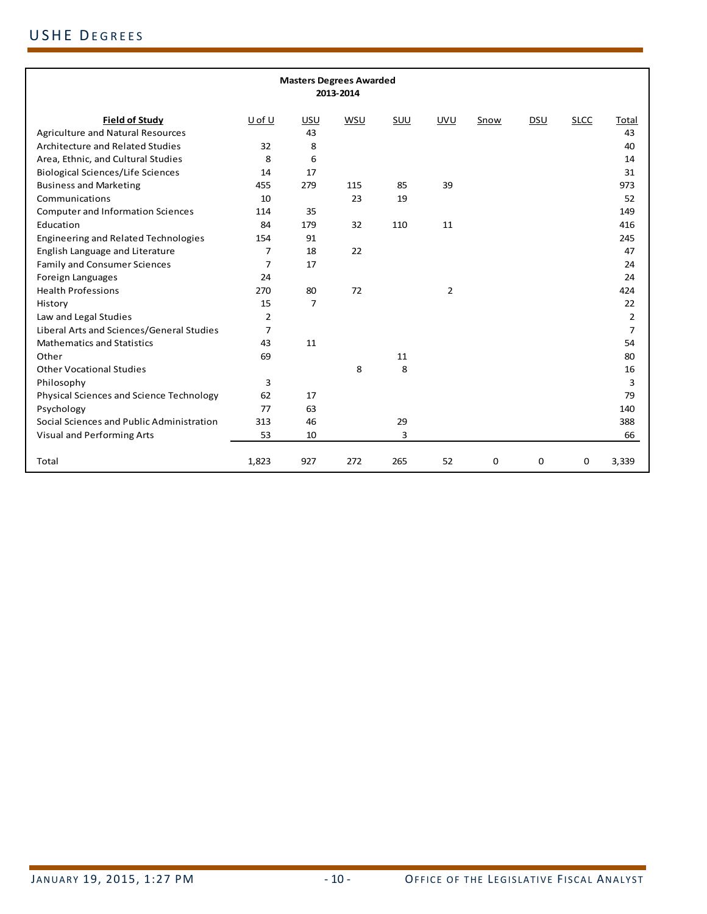## Masters Degrees Awarded
### 2013-2014

| Field of Study | U of U | USU | WSU | SUU | UVU | Snow | DSU | SLCC | Total |
|---|---|---|---|---|---|---|---|---|---|
| Agriculture and Natural Resources | | 43 | | | | | | | 43 |
| Architecture and Related Studies | 32 | 8 | | | | | | | 40 |
| Area, Ethnic, and Cultural Studies | 8 | 6 | | | | | | | 14 |
| Biological Sciences/Life Sciences | 14 | 17 | | | | | | | 31 |
| Business and Marketing | 455 | 279 | 115 | 85 | 39 | | | | 973 |
| Communications | 10 | | 23 | 19 | | | | | 52 |
| Computer and Information Sciences | 114 | 35 | | | | | | | 149 |
| Education | 84 | 179 | 32 | 110 | 11 | | | | 416 |
| Engineering and Related Technologies | 154 | 91 | | | | | | | 245 |
| English Language and Literature | 7 | 18 | 22 | | | | | | 47 |
| Family and Consumer Sciences | 7 | 17 | | | | | | | 24 |
| Foreign Languages | 24 | | | | | | | | 24 |
| Health Professions | 270 | 80 | 72 | | 2 | | | | 424 |
| History | 15 | 7 | | | | | | | 22 |
| Law and Legal Studies | 2 | | | | | | | | 2 |
| Liberal Arts and Sciences/General Studies | 7 | | | | | | | | 7 |
| Mathematics and Statistics | 43 | 11 | | | | | | | 54 |
| Other | 69 | | | 11 | | | | | 80 |
| Other Vocational Studies | | | 8 | 8 | | | | | 16 |
| Philosophy | 3 | | | | | | | | 3 |
| Physical Sciences and Science Technology | 62 | 17 | | | | | | | 79 |
| Psychology | 77 | 63 | | | | | | | 140 |
| Social Sciences and Public Administration | 313 | 46 | | 29 | | | | | 388 |
| Visual and Performing Arts | 53 | 10 | | 3 | | | | | 66 |
| Total | 1,823 | 927 | 272 | 265 | 52 | 0 | 0 | 0 | 3,339 |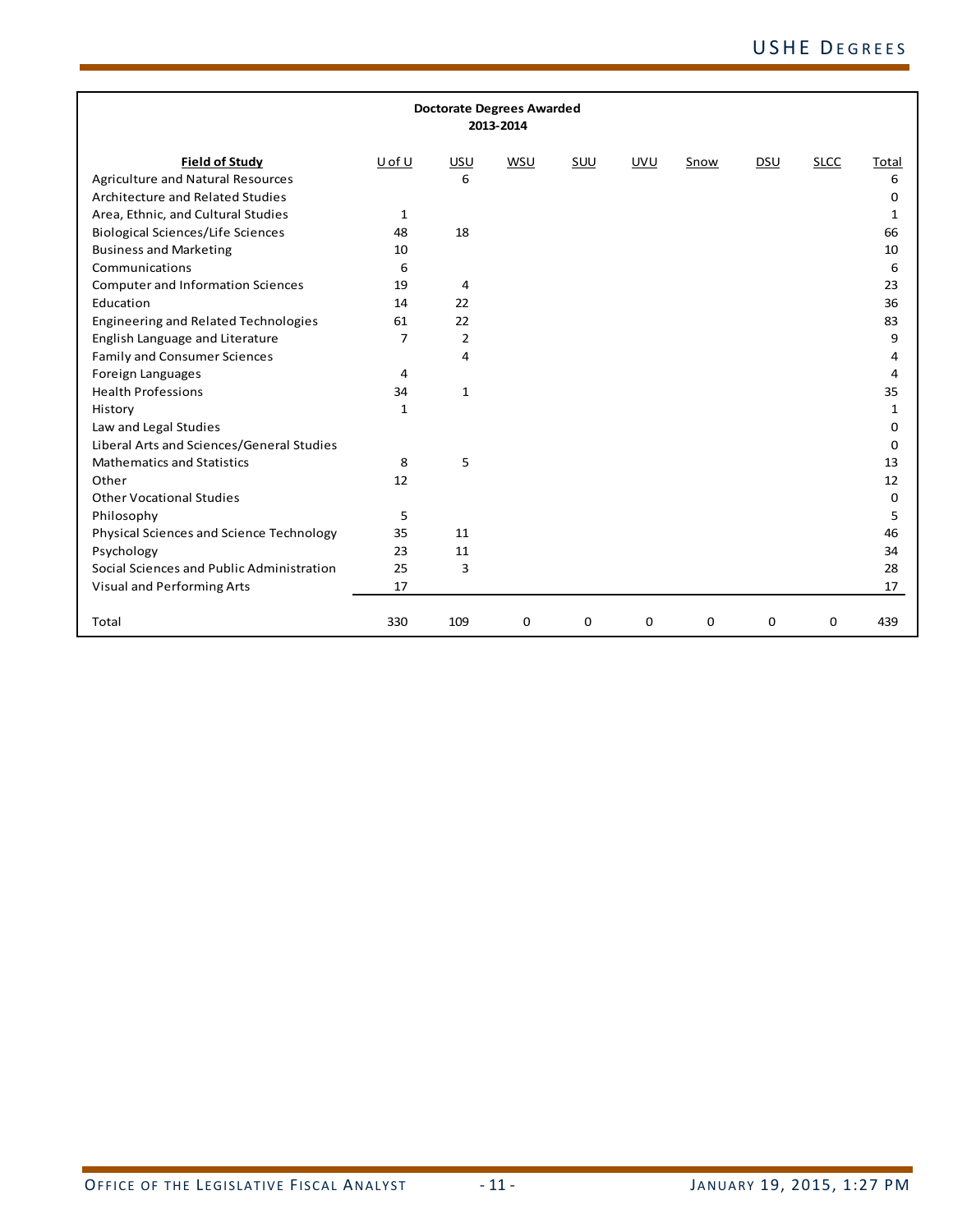**Doctorate Degrees Awarded**
**2013-2014**

| Field of Study | U of U | USU | WSU | SUU | UVU | Snow | DSU | SLCC | Total |
|---|---|---|---|---|---|---|---|---|---|
| Agriculture and Natural Resources | | 6 | | | | | | | 6 |
| Architecture and Related Studies | | | | | | | | | 0 |
| Area, Ethnic, and Cultural Studies | 1 | | | | | | | | 1 |
| Biological Sciences/Life Sciences | 48 | 18 | | | | | | | 66 |
| Business and Marketing | 10 | | | | | | | | 10 |
| Communications | 6 | | | | | | | | 6 |
| Computer and Information Sciences | 19 | 4 | | | | | | | 23 |
| Education | 14 | 22 | | | | | | | 36 |
| Engineering and Related Technologies | 61 | 22 | | | | | | | 83 |
| English Language and Literature | 7 | 2 | | | | | | | 9 |
| Family and Consumer Sciences | | 4 | | | | | | | 4 |
| Foreign Languages | 4 | | | | | | | | 4 |
| Health Professions | 34 | 1 | | | | | | | 35 |
| History | 1 | | | | | | | | 1 |
| Law and Legal Studies | | | | | | | | | 0 |
| Liberal Arts and Sciences/General Studies | | | | | | | | | 0 |
| Mathematics and Statistics | 8 | 5 | | | | | | | 13 |
| Other | 12 | | | | | | | | 12 |
| Other Vocational Studies | | | | | | | | | 0 |
| Philosophy | 5 | | | | | | | | 5 |
| Physical Sciences and Science Technology | 35 | 11 | | | | | | | 46 |
| Psychology | 23 | 11 | | | | | | | 34 |
| Social Sciences and Public Administration | 25 | 3 | | | | | | | 28 |
| Visual and Performing Arts | 17 | | | | | | | | 17 |
| Total | 330 | 109 | 0 | 0 | 0 | 0 | 0 | 0 | 439 |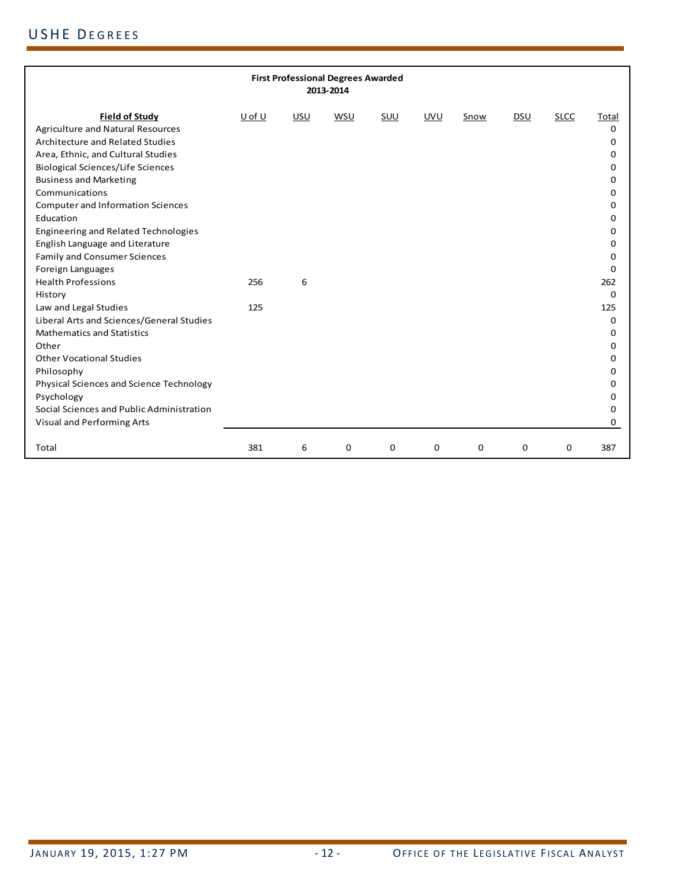## USHE Degrees

**First Professional Degrees Awarded**
**2013-2014**

| Field of Study | U of U | USU | WSU | SUU | UVU | Snow | DSU | SLCC | Total |
|---|---|---|---|---|---|---|---|---|---|
| Agriculture and Natural Resources | | | | | | | | | 0 |
| Architecture and Related Studies | | | | | | | | | 0 |
| Area, Ethnic, and Cultural Studies | | | | | | | | | 0 |
| Biological Sciences/Life Sciences | | | | | | | | | 0 |
| Business and Marketing | | | | | | | | | 0 |
| Communications | | | | | | | | | 0 |
| Computer and Information Sciences | | | | | | | | | 0 |
| Education | | | | | | | | | 0 |
| Engineering and Related Technologies | | | | | | | | | 0 |
| English Language and Literature | | | | | | | | | 0 |
| Family and Consumer Sciences | | | | | | | | | 0 |
| Foreign Languages | | | | | | | | | 0 |
| Health Professions | 256 | 6 | | | | | | | 262 |
| History | | | | | | | | | 0 |
| Law and Legal Studies | 125 | | | | | | | | 125 |
| Liberal Arts and Sciences/General Studies | | | | | | | | | 0 |
| Mathematics and Statistics | | | | | | | | | 0 |
| Other | | | | | | | | | 0 |
| Other Vocational Studies | | | | | | | | | 0 |
| Philosophy | | | | | | | | | 0 |
| Physical Sciences and Science Technology | | | | | | | | | 0 |
| Psychology | | | | | | | | | 0 |
| Social Sciences and Public Administration | | | | | | | | | 0 |
| Visual and Performing Arts | | | | | | | | | 0 |
| Total | 381 | 6 | 0 | 0 | 0 | 0 | 0 | 0 | 387 |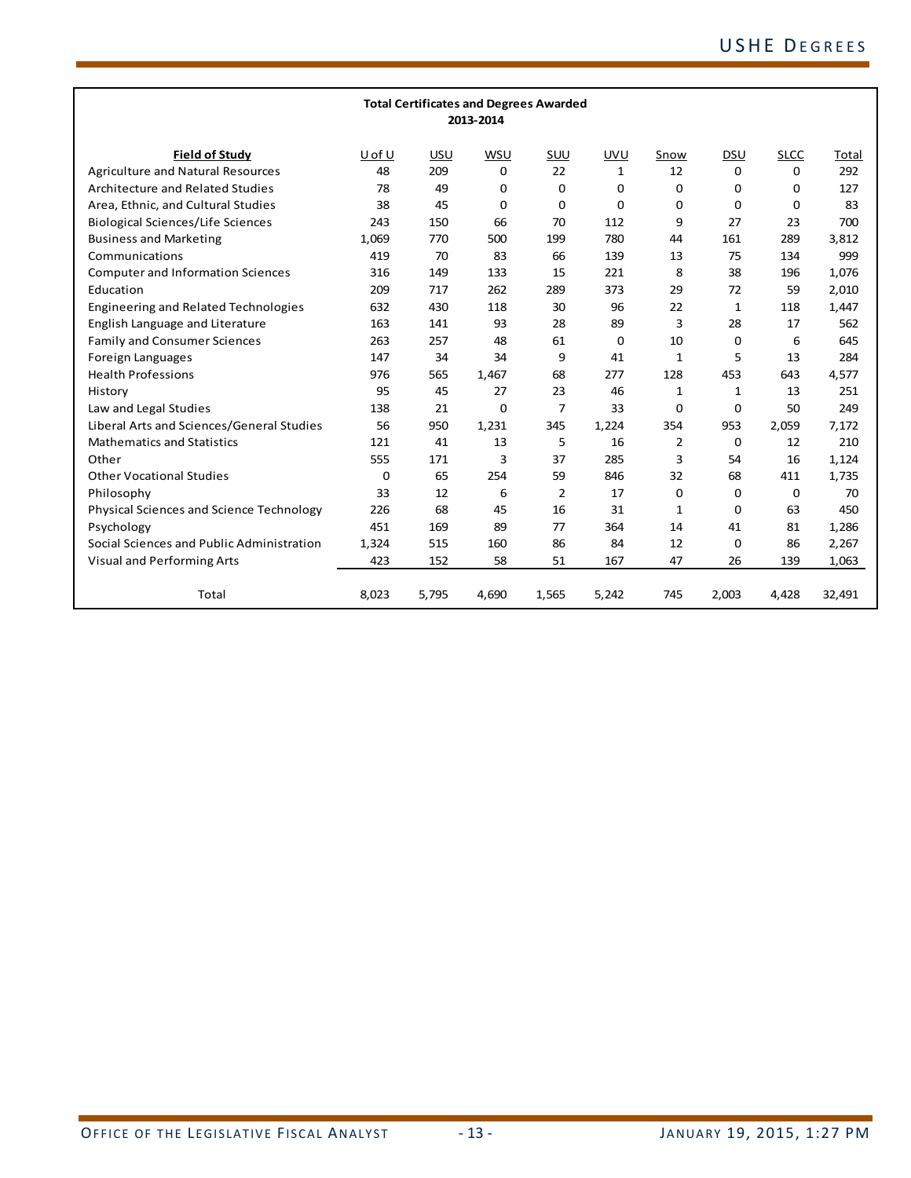**Total Certificates and Degrees Awarded**
**2013-2014**

| Field of Study | U of U | USU | WSU | SUU | UVU | Snow | DSU | SLCC | Total |
|---|---|---|---|---|---|---|---|---|---|
| Agriculture and Natural Resources | 48 | 209 | 0 | 22 | 1 | 12 | 0 | 0 | 292 |
| Architecture and Related Studies | 78 | 49 | 0 | 0 | 0 | 0 | 0 | 0 | 127 |
| Area, Ethnic, and Cultural Studies | 38 | 45 | 0 | 0 | 0 | 0 | 0 | 0 | 83 |
| Biological Sciences/Life Sciences | 243 | 150 | 66 | 70 | 112 | 9 | 27 | 23 | 700 |
| Business and Marketing | 1,069 | 770 | 500 | 199 | 780 | 44 | 161 | 289 | 3,812 |
| Communications | 419 | 70 | 83 | 66 | 139 | 13 | 75 | 134 | 999 |
| Computer and Information Sciences | 316 | 149 | 133 | 15 | 221 | 8 | 38 | 196 | 1,076 |
| Education | 209 | 717 | 262 | 289 | 373 | 29 | 72 | 59 | 2,010 |
| Engineering and Related Technologies | 632 | 430 | 118 | 30 | 96 | 22 | 1 | 118 | 1,447 |
| English Language and Literature | 163 | 141 | 93 | 28 | 89 | 3 | 28 | 17 | 562 |
| Family and Consumer Sciences | 263 | 257 | 48 | 61 | 0 | 10 | 0 | 6 | 645 |
| Foreign Languages | 147 | 34 | 34 | 9 | 41 | 1 | 5 | 13 | 284 |
| Health Professions | 976 | 565 | 1,467 | 68 | 277 | 128 | 453 | 643 | 4,577 |
| History | 95 | 45 | 27 | 23 | 46 | 1 | 1 | 13 | 251 |
| Law and Legal Studies | 138 | 21 | 0 | 7 | 33 | 0 | 0 | 50 | 249 |
| Liberal Arts and Sciences/General Studies | 56 | 950 | 1,231 | 345 | 1,224 | 354 | 953 | 2,059 | 7,172 |
| Mathematics and Statistics | 121 | 41 | 13 | 5 | 16 | 2 | 0 | 12 | 210 |
| Other | 555 | 171 | 3 | 37 | 285 | 3 | 54 | 16 | 1,124 |
| Other Vocational Studies | 0 | 65 | 254 | 59 | 846 | 32 | 68 | 411 | 1,735 |
| Philosophy | 33 | 12 | 6 | 2 | 17 | 0 | 0 | 0 | 70 |
| Physical Sciences and Science Technology | 226 | 68 | 45 | 16 | 31 | 1 | 0 | 63 | 450 |
| Psychology | 451 | 169 | 89 | 77 | 364 | 14 | 41 | 81 | 1,286 |
| Social Sciences and Public Administration | 1,324 | 515 | 160 | 86 | 84 | 12 | 0 | 86 | 2,267 |
| Visual and Performing Arts | 423 | 152 | 58 | 51 | 167 | 47 | 26 | 139 | 1,063 |
| Total | 8,023 | 5,795 | 4,690 | 1,565 | 5,242 | 745 | 2,003 | 4,428 | 32,491 |